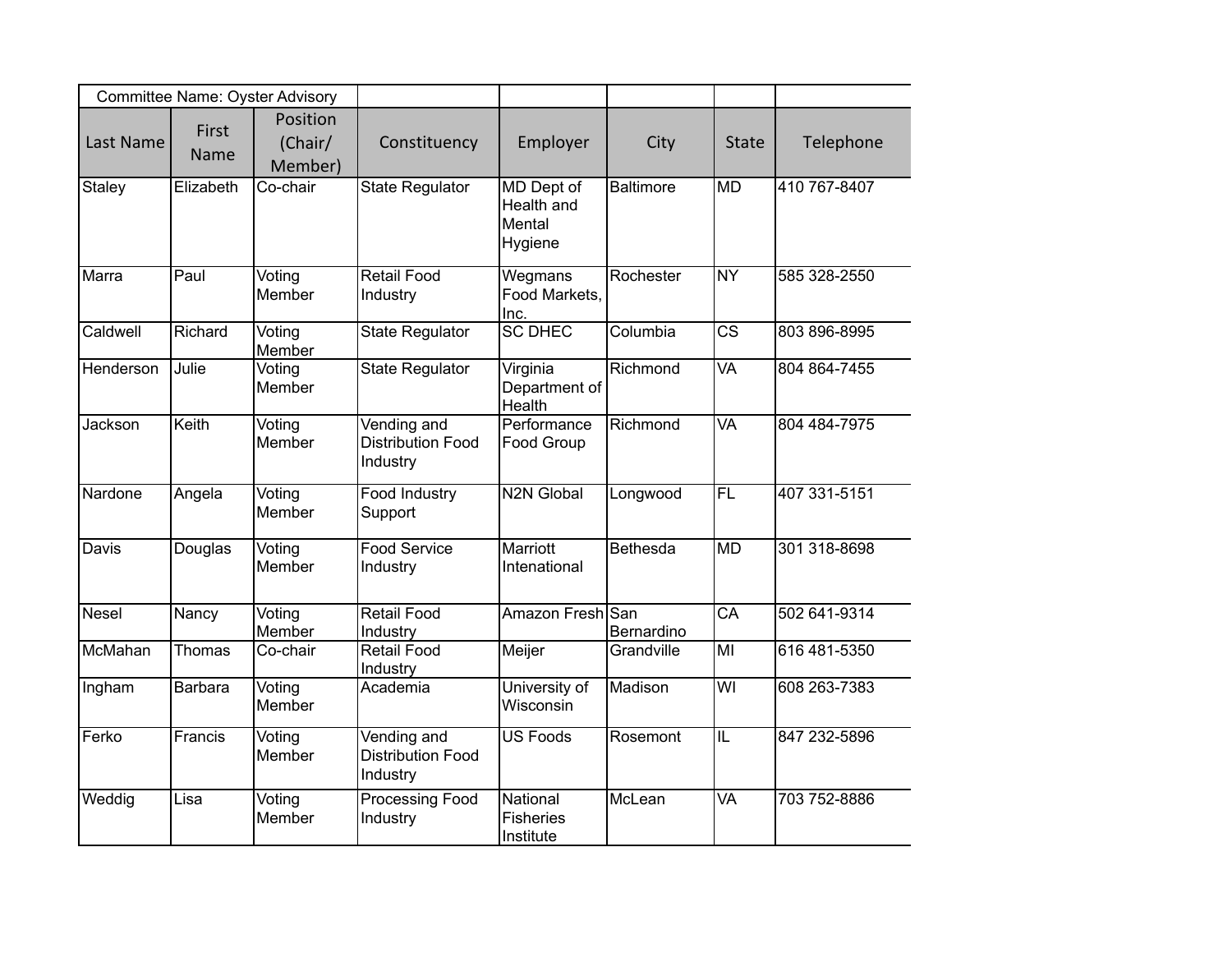| Committee Name: Oyster Advisory | | | | | | | |
|---|---|---|---|---|---|---|---|
| **Last Name** | **First Name** | **Position (Chair/ Member)** | **Constituency** | **Employer** | **City** | **State** | **Telephone** |
| Staley | Elizabeth | Co-chair | State Regulator | MD Dept of Health and Mental Hygiene | Baltimore | MD | 410 767-8407 |
| Marra | Paul | Voting Member | Retail Food Industry | Wegmans Food Markets, Inc. | Rochester | NY | 585 328-2550 |
| Caldwell | Richard | Voting Member | State Regulator | SC DHEC | Columbia | CS | 803 896-8995 |
| Henderson | Julie | Voting Member | State Regulator | Virginia Department of Health | Richmond | VA | 804 864-7455 |
| Jackson | Keith | Voting Member | Vending and Distribution Food Industry | Performance Food Group | Richmond | VA | 804 484-7975 |
| Nardone | Angela | Voting Member | Food Industry Support | N2N Global | Longwood | FL | 407 331-5151 |
| Davis | Douglas | Voting Member | Food Service Industry | Marriott Intenational | Bethesda | MD | 301 318-8698 |
| Nesel | Nancy | Voting Member | Retail Food Industry | Amazon Fresh | San Bernardino | CA | 502 641-9314 |
| McMahan | Thomas | Co-chair | Retail Food Industry | Meijer | Grandville | MI | 616 481-5350 |
| Ingham | Barbara | Voting Member | Academia | University of Wisconsin | Madison | WI | 608 263-7383 |
| Ferko | Francis | Voting Member | Vending and Distribution Food Industry | US Foods | Rosemont | IL | 847 232-5896 |
| Weddig | Lisa | Voting Member | Processing Food Industry | National Fisheries Institute | McLean | VA | 703 752-8886 |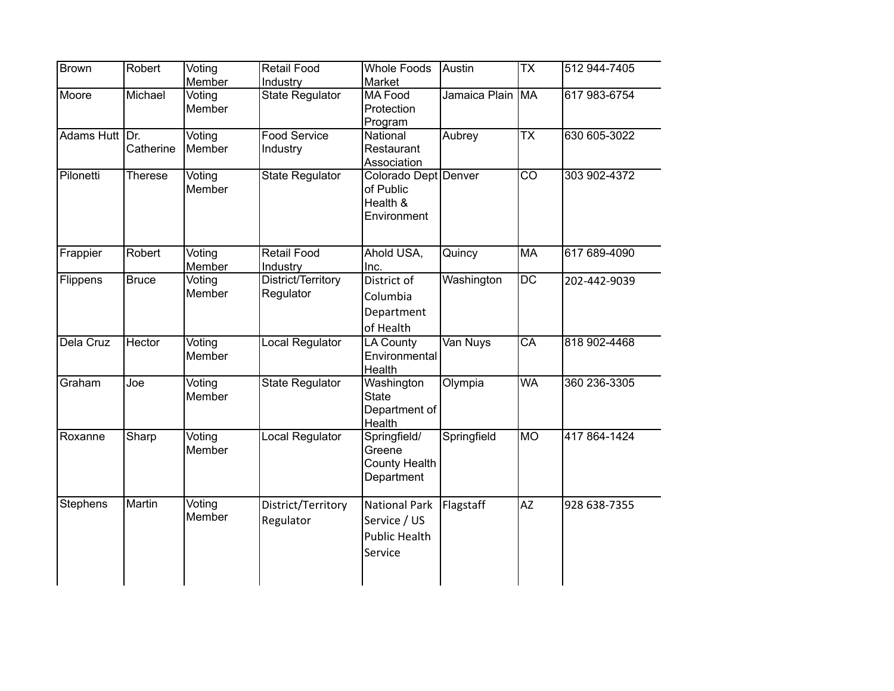| | | | | | | | |
|---|---|---|---|---|---|---|---|
| Brown | Robert | Voting Member | Retail Food Industry | Whole Foods Market | Austin | TX | 512 944-7405 |
| Moore | Michael | Voting Member | State Regulator | MA Food Protection Program | Jamaica Plain | MA | 617 983-6754 |
| Adams Hutt | Dr. Catherine | Voting Member | Food Service Industry | National Restaurant Association | Aubrey | TX | 630 605-3022 |
| Pilonetti | Therese | Voting Member | State Regulator | Colorado Dept of Public Health & Environment | Denver | CO | 303 902-4372 |
| Frappier | Robert | Voting Member | Retail Food Industry | Ahold USA, Inc. | Quincy | MA | 617 689-4090 |
| Flippens | Bruce | Voting Member | District/Territory Regulator | District of Columbia Department of Health | Washington | DC | 202-442-9039 |
| Dela Cruz | Hector | Voting Member | Local Regulator | LA County Environmental Health | Van Nuys | CA | 818 902-4468 |
| Graham | Joe | Voting Member | State Regulator | Washington State Department of Health | Olympia | WA | 360 236-3305 |
| Roxanne | Sharp | Voting Member | Local Regulator | Springfield/ Greene County Health Department | Springfield | MO | 417 864-1424 |
| Stephens | Martin | Voting Member | District/Territory Regulator | National Park Service / US Public Health Service | Flagstaff | AZ | 928 638-7355 |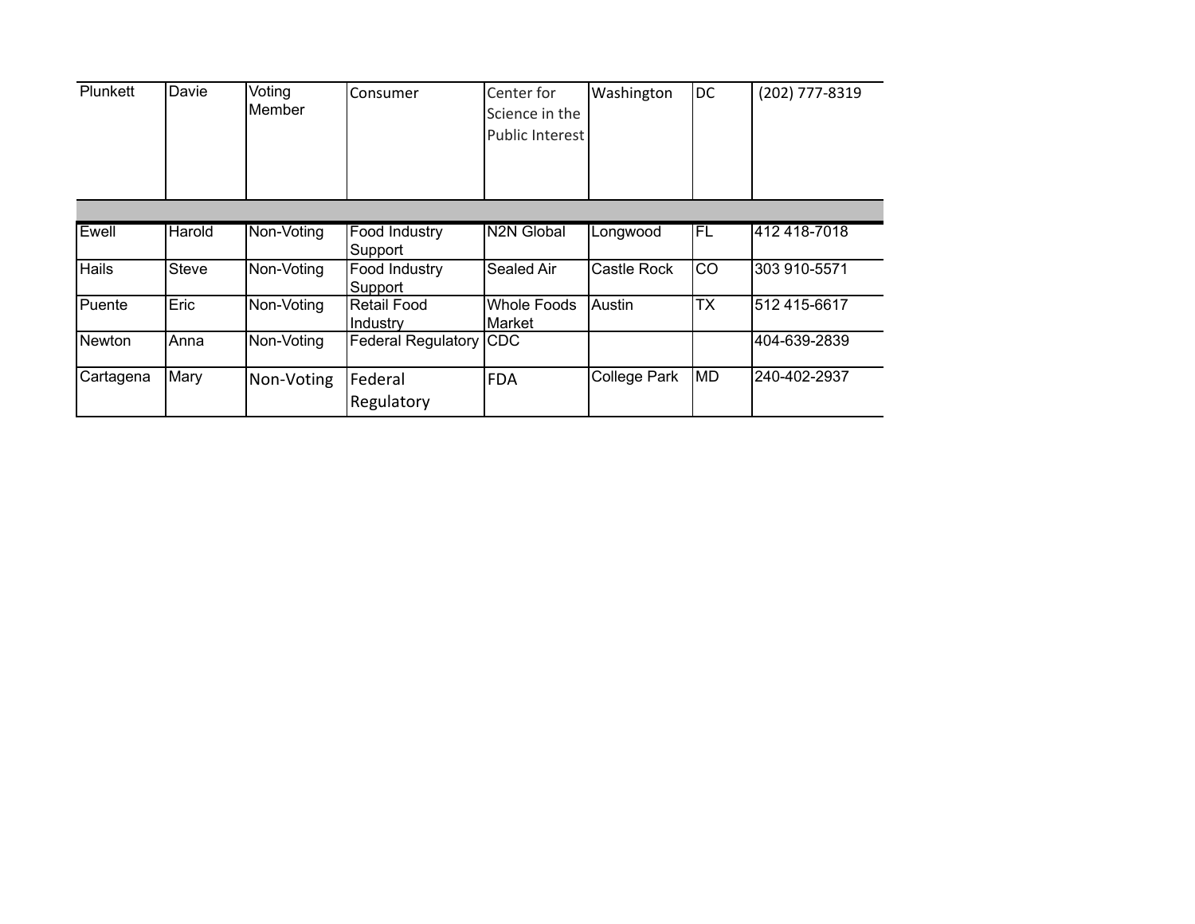| | | | | | | | |
|---|---|---|---|---|---|---|---|
| Plunkett | Davie | Voting Member | Consumer | Center for Science in the Public Interest | Washington | DC | (202) 777-8319 |
| | | | | | | | |
| Ewell | Harold | Non-Voting | Food Industry Support | N2N Global | Longwood | FL | 412 418-7018 |
| Hails | Steve | Non-Voting | Food Industry Support | Sealed Air | Castle Rock | CO | 303 910-5571 |
| Puente | Eric | Non-Voting | Retail Food Industry | Whole Foods Market | Austin | TX | 512 415-6617 |
| Newton | Anna | Non-Voting | Federal Regulatory | CDC | | | 404-639-2839 |
| Cartagena | Mary | Non-Voting | Federal Regulatory | FDA | College Park | MD | 240-402-2937 |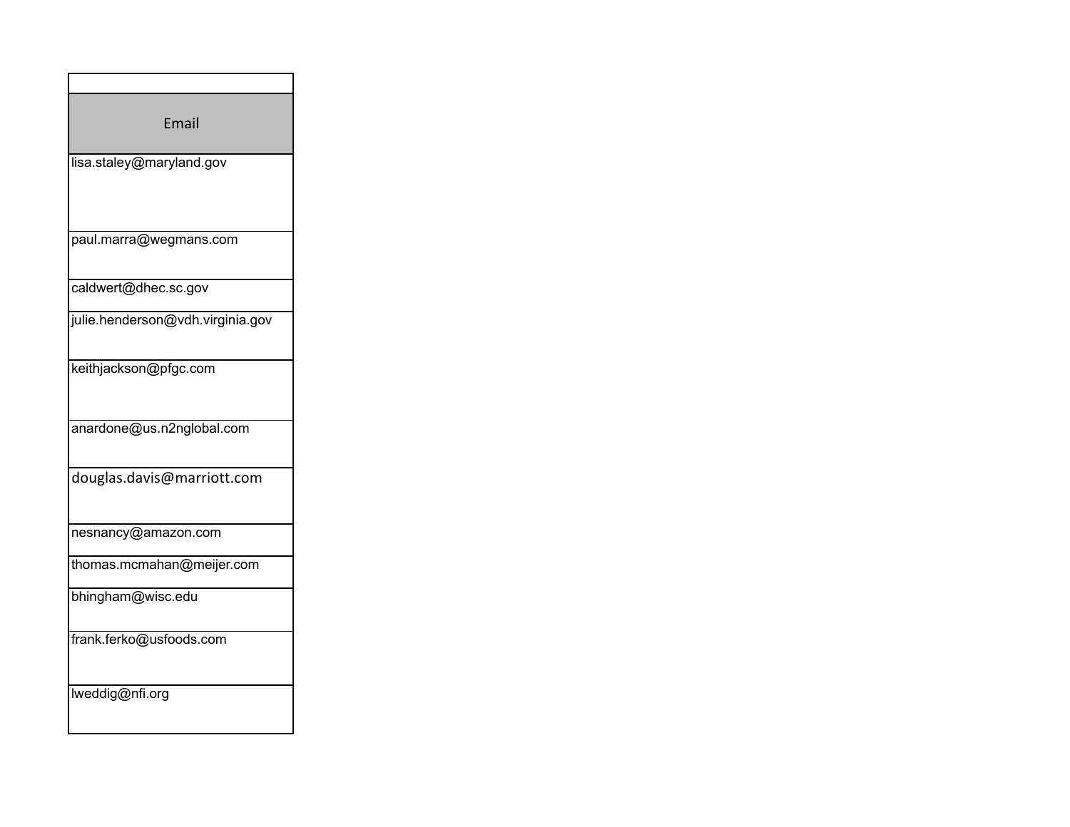| Email |
| --- |
| lisa.staley@maryland.gov |
| paul.marra@wegmans.com |
| caldwert@dhec.sc.gov |
| julie.henderson@vdh.virginia.gov |
| keithjackson@pfgc.com |
| anardone@us.n2nglobal.com |
| douglas.davis@marriott.com |
| nesnancy@amazon.com |
| thomas.mcmahan@meijer.com |
| bhingham@wisc.edu |
| frank.ferko@usfoods.com |
| lweddig@nfi.org |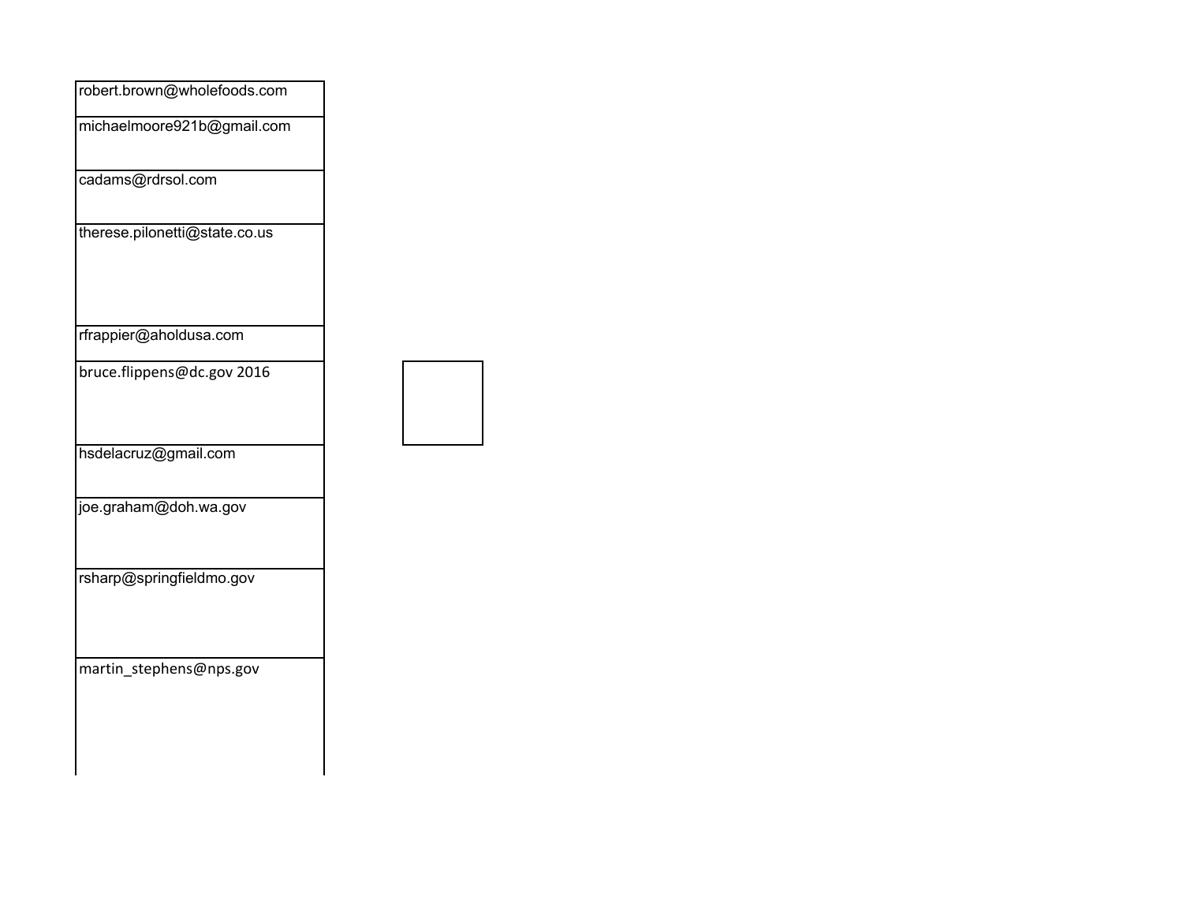| robert.brown@wholefoods.com |
| --- |
| michaelmoore921b@gmail.com |
| cadams@rdrsol.com |
| therese.pilonetti@state.co.us |
| rfrappier@aholdusa.com |
| bruce.flippens@dc.gov 2016 |
| hsdelacruz@gmail.com |
| joe.graham@doh.wa.gov |
| rsharp@springfieldmo.gov |
| martin_stephens@nps.gov |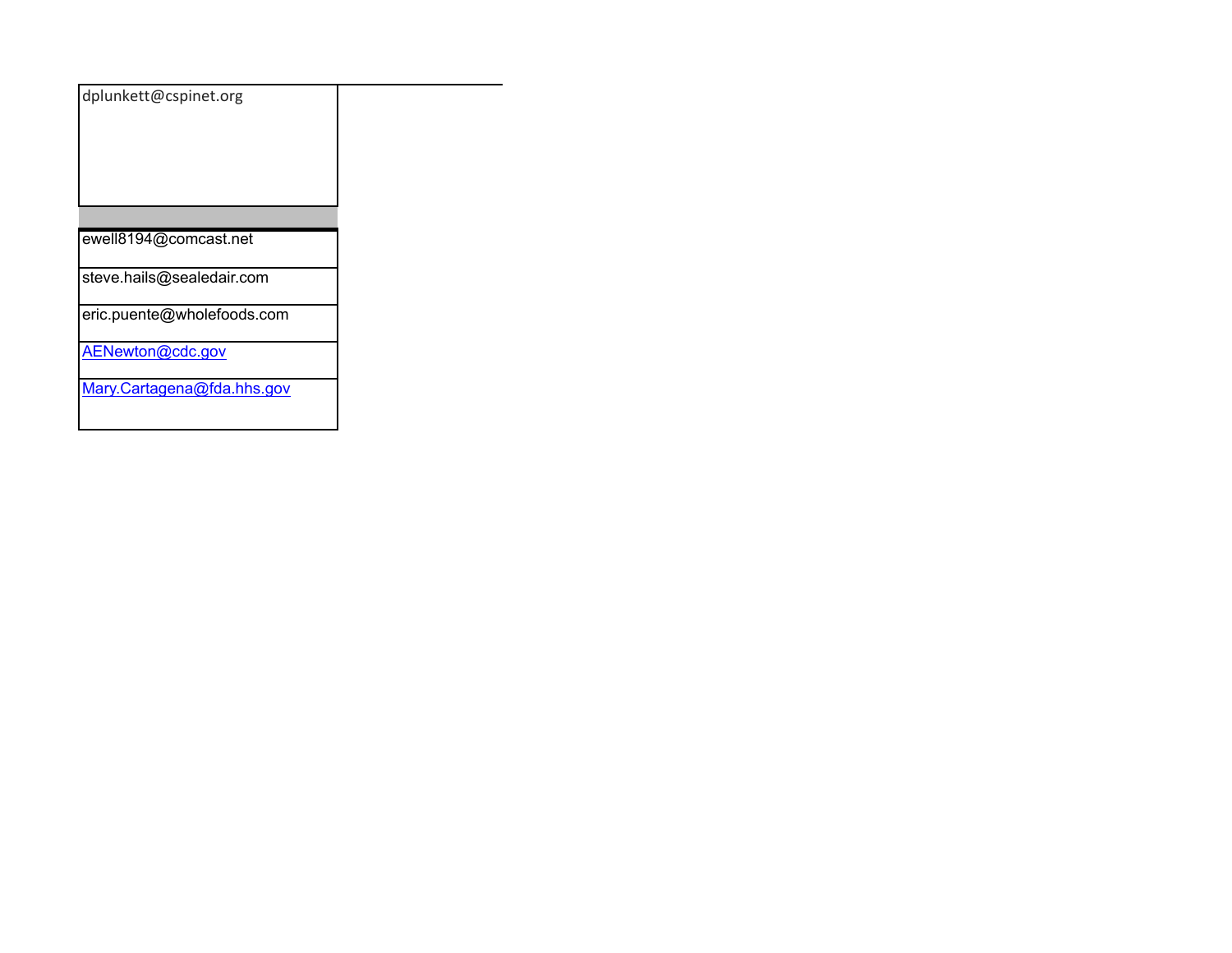| |
|---|
| dplunkett@cspinet.org |
| |
| ewell8194@comcast.net |
| steve.hails@sealedair.com |
| eric.puente@wholefoods.com |
| AENewton@cdc.gov |
| Mary.Cartagena@fda.hhs.gov |